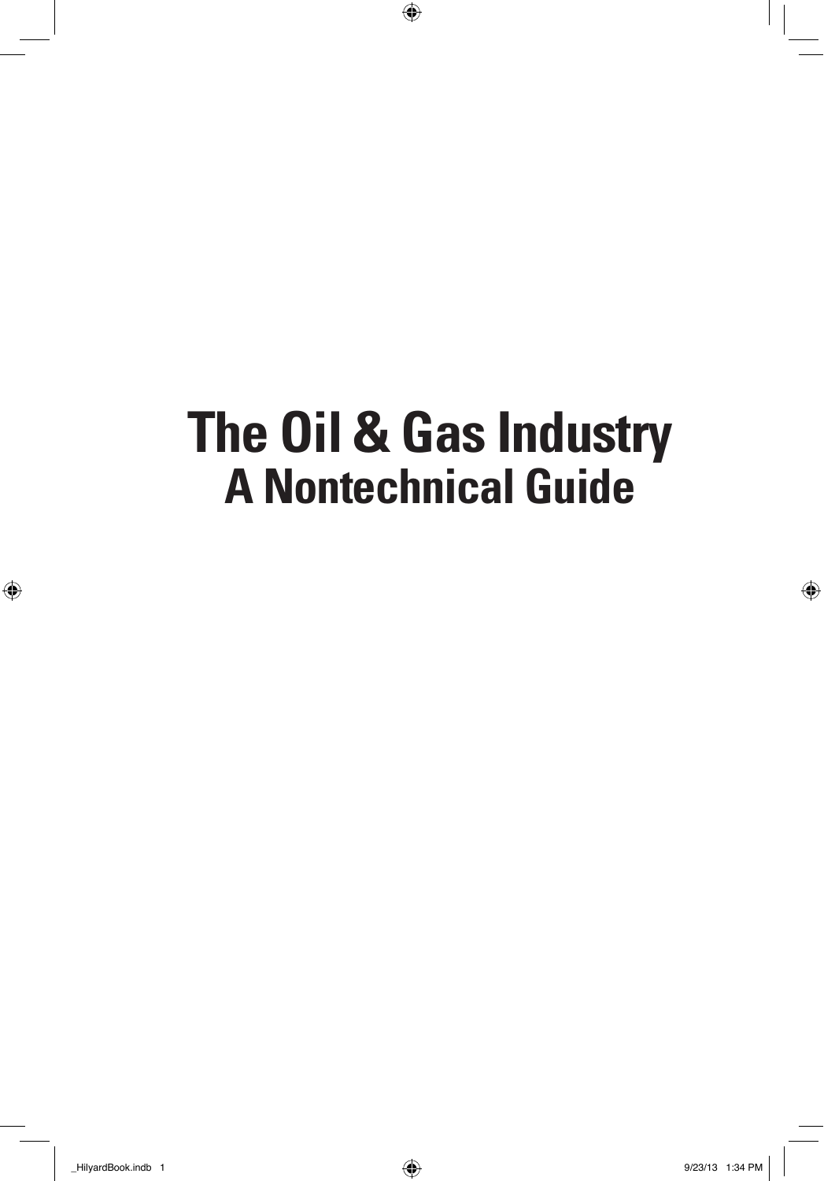# The Oil & Gas Industry
## A Nontechnical Guide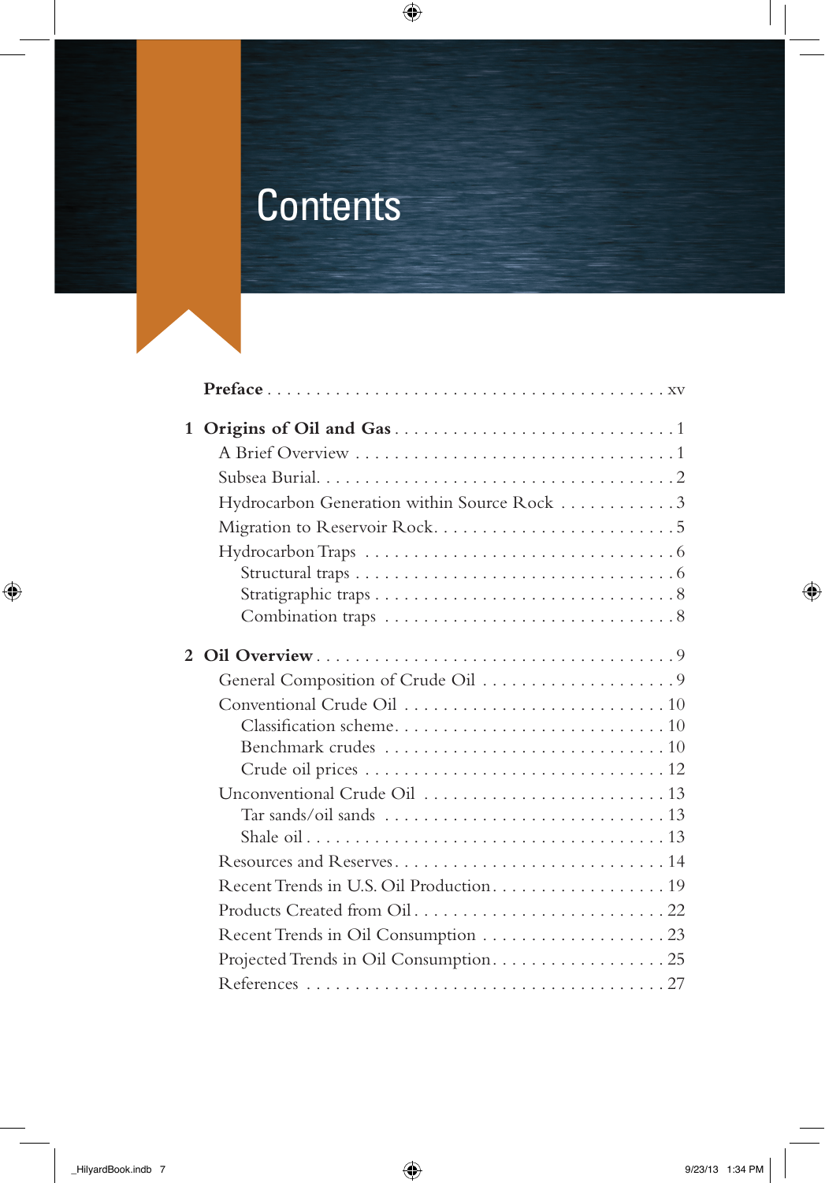# Contents

**Preface** . . . . . . . . . . . . . . . . . . . . . . . . . . . . . . . . . . . . . . . . xv

**1 Origins of Oil and Gas** . . . . . . . . . . . . . . . . . . . . . . . . . . . . . 1
- A Brief Overview . . . . . . . . . . . . . . . . . . . . . . . . . . . . . . . . 1
- Subsea Burial. . . . . . . . . . . . . . . . . . . . . . . . . . . . . . . . . . . . 2
- Hydrocarbon Generation within Source Rock . . . . . . . . . . . . 3
- Migration to Reservoir Rock. . . . . . . . . . . . . . . . . . . . . . . . . 5
- Hydrocarbon Traps . . . . . . . . . . . . . . . . . . . . . . . . . . . . . . . 6
  - Structural traps . . . . . . . . . . . . . . . . . . . . . . . . . . . . . . . 6
  - Stratigraphic traps . . . . . . . . . . . . . . . . . . . . . . . . . . . . . 8
  - Combination traps . . . . . . . . . . . . . . . . . . . . . . . . . . . . 8

**2 Oil Overview** . . . . . . . . . . . . . . . . . . . . . . . . . . . . . . . . . . . . 9
- General Composition of Crude Oil . . . . . . . . . . . . . . . . . . . . 9
- Conventional Crude Oil . . . . . . . . . . . . . . . . . . . . . . . . . . . 10
  - Classification scheme. . . . . . . . . . . . . . . . . . . . . . . . . . . 10
  - Benchmark crudes . . . . . . . . . . . . . . . . . . . . . . . . . . . . 10
  - Crude oil prices . . . . . . . . . . . . . . . . . . . . . . . . . . . . . . 12
- Unconventional Crude Oil . . . . . . . . . . . . . . . . . . . . . . . . . 13
  - Tar sands/oil sands . . . . . . . . . . . . . . . . . . . . . . . . . . . 13
  - Shale oil . . . . . . . . . . . . . . . . . . . . . . . . . . . . . . . . . . . 13
- Resources and Reserves. . . . . . . . . . . . . . . . . . . . . . . . . . . 14
- Recent Trends in U.S. Oil Production. . . . . . . . . . . . . . . . . . 19
- Products Created from Oil. . . . . . . . . . . . . . . . . . . . . . . . . 22
- Recent Trends in Oil Consumption . . . . . . . . . . . . . . . . . . . 23
- Projected Trends in Oil Consumption. . . . . . . . . . . . . . . . . . 25
- References . . . . . . . . . . . . . . . . . . . . . . . . . . . . . . . . . . . 27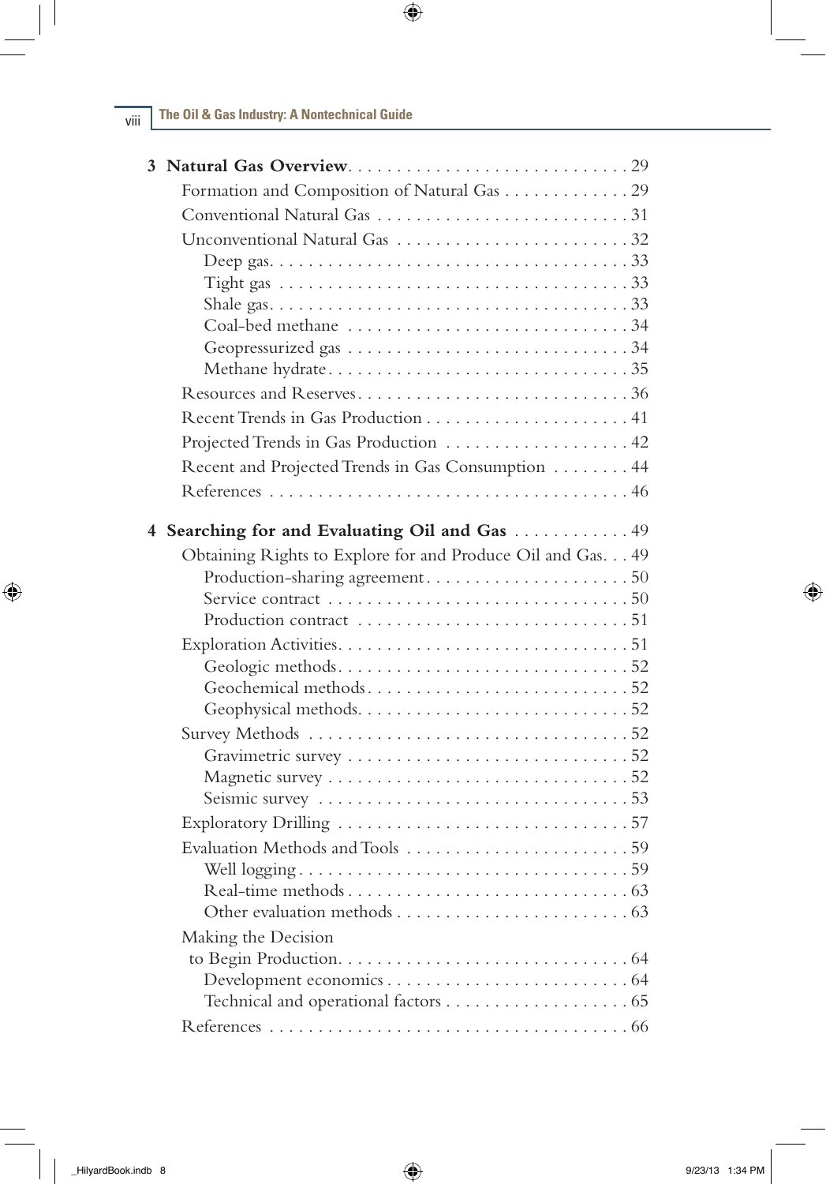**3 Natural Gas Overview** . . . . . . . . . . . . . . . . . . . . . . . . . . . . . 29

- Formation and Composition of Natural Gas . . . . . . . . . . . . . 29
- Conventional Natural Gas . . . . . . . . . . . . . . . . . . . . . . . . . . 31
- Unconventional Natural Gas . . . . . . . . . . . . . . . . . . . . . . . . 32
  - Deep gas. . . . . . . . . . . . . . . . . . . . . . . . . . . . . . . . . . . . 33
  - Tight gas . . . . . . . . . . . . . . . . . . . . . . . . . . . . . . . . . . . 33
  - Shale gas. . . . . . . . . . . . . . . . . . . . . . . . . . . . . . . . . . . 33
  - Coal-bed methane . . . . . . . . . . . . . . . . . . . . . . . . . . . . 34
  - Geopressurized gas . . . . . . . . . . . . . . . . . . . . . . . . . . . 34
  - Methane hydrate. . . . . . . . . . . . . . . . . . . . . . . . . . . . . 35
- Resources and Reserves. . . . . . . . . . . . . . . . . . . . . . . . . . . 36
- Recent Trends in Gas Production . . . . . . . . . . . . . . . . . . . . 41
- Projected Trends in Gas Production . . . . . . . . . . . . . . . . . . 42
- Recent and Projected Trends in Gas Consumption . . . . . . . . 44
- References . . . . . . . . . . . . . . . . . . . . . . . . . . . . . . . . . . . 46

**4 Searching for and Evaluating Oil and Gas** . . . . . . . . . . . . 49

- Obtaining Rights to Explore for and Produce Oil and Gas. . . 49
  - Production-sharing agreement. . . . . . . . . . . . . . . . . . . . 50
  - Service contract . . . . . . . . . . . . . . . . . . . . . . . . . . . . . . 50
  - Production contract . . . . . . . . . . . . . . . . . . . . . . . . . . . 51
- Exploration Activities. . . . . . . . . . . . . . . . . . . . . . . . . . . . . 51
  - Geologic methods. . . . . . . . . . . . . . . . . . . . . . . . . . . . . 52
  - Geochemical methods. . . . . . . . . . . . . . . . . . . . . . . . . . 52
  - Geophysical methods. . . . . . . . . . . . . . . . . . . . . . . . . . 52
- Survey Methods . . . . . . . . . . . . . . . . . . . . . . . . . . . . . . . . 52
  - Gravimetric survey . . . . . . . . . . . . . . . . . . . . . . . . . . . . 52
  - Magnetic survey . . . . . . . . . . . . . . . . . . . . . . . . . . . . . . 52
  - Seismic survey . . . . . . . . . . . . . . . . . . . . . . . . . . . . . . 53
- Exploratory Drilling . . . . . . . . . . . . . . . . . . . . . . . . . . . . . 57
- Evaluation Methods and Tools . . . . . . . . . . . . . . . . . . . . . . 59
  - Well logging. . . . . . . . . . . . . . . . . . . . . . . . . . . . . . . . . 59
  - Real-time methods. . . . . . . . . . . . . . . . . . . . . . . . . . . . 63
  - Other evaluation methods . . . . . . . . . . . . . . . . . . . . . . . 63
- Making the Decision to Begin Production. . . . . . . . . . . . . . . 64
  - Development economics . . . . . . . . . . . . . . . . . . . . . . . . 64
  - Technical and operational factors . . . . . . . . . . . . . . . . . . 65
- References . . . . . . . . . . . . . . . . . . . . . . . . . . . . . . . . . . . 66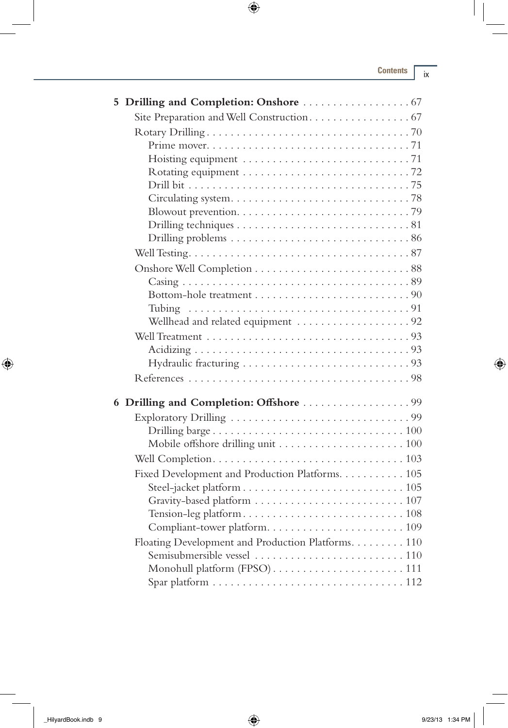**5 Drilling and Completion: Onshore** . . . . . . . . . . . . . . . . . . 67

Site Preparation and Well Construction. . . . . . . . . . . . . . . . . 67

Rotary Drilling . . . . . . . . . . . . . . . . . . . . . . . . . . . . . . . . . . 70

- Prime mover. . . . . . . . . . . . . . . . . . . . . . . . . . . . . . . . . 71
- Hoisting equipment . . . . . . . . . . . . . . . . . . . . . . . . . . . 71
- Rotating equipment . . . . . . . . . . . . . . . . . . . . . . . . . . . 72
- Drill bit . . . . . . . . . . . . . . . . . . . . . . . . . . . . . . . . . . . . 75
- Circulating system. . . . . . . . . . . . . . . . . . . . . . . . . . . . . 78
- Blowout prevention. . . . . . . . . . . . . . . . . . . . . . . . . . . . 79
- Drilling techniques . . . . . . . . . . . . . . . . . . . . . . . . . . . . 81
- Drilling problems . . . . . . . . . . . . . . . . . . . . . . . . . . . . . 86

Well Testing. . . . . . . . . . . . . . . . . . . . . . . . . . . . . . . . . . . . 87

Onshore Well Completion . . . . . . . . . . . . . . . . . . . . . . . . . 88

- Casing . . . . . . . . . . . . . . . . . . . . . . . . . . . . . . . . . . . . . 89
- Bottom-hole treatment . . . . . . . . . . . . . . . . . . . . . . . . . 90
- Tubing . . . . . . . . . . . . . . . . . . . . . . . . . . . . . . . . . . . . 91
- Wellhead and related equipment . . . . . . . . . . . . . . . . . . 92

Well Treatment . . . . . . . . . . . . . . . . . . . . . . . . . . . . . . . . . 93

- Acidizing . . . . . . . . . . . . . . . . . . . . . . . . . . . . . . . . . . . 93
- Hydraulic fracturing . . . . . . . . . . . . . . . . . . . . . . . . . . . 93

References . . . . . . . . . . . . . . . . . . . . . . . . . . . . . . . . . . . . . 98

**6 Drilling and Completion: Offshore** . . . . . . . . . . . . . . . . . . 99

Exploratory Drilling . . . . . . . . . . . . . . . . . . . . . . . . . . . . . . 99

- Drilling barge . . . . . . . . . . . . . . . . . . . . . . . . . . . . . . . 100
- Mobile offshore drilling unit . . . . . . . . . . . . . . . . . . . . 100

Well Completion. . . . . . . . . . . . . . . . . . . . . . . . . . . . . . . . 103

Fixed Development and Production Platforms. . . . . . . . . . . 105

- Steel-jacket platform . . . . . . . . . . . . . . . . . . . . . . . . . . 105
- Gravity-based platform . . . . . . . . . . . . . . . . . . . . . . . . 107
- Tension-leg platform . . . . . . . . . . . . . . . . . . . . . . . . . . 108
- Compliant-tower platform. . . . . . . . . . . . . . . . . . . . . . . 109

Floating Development and Production Platforms. . . . . . . . . 110

- Semisubmersible vessel . . . . . . . . . . . . . . . . . . . . . . . . 110
- Monohull platform (FPSO) . . . . . . . . . . . . . . . . . . . . . . 111
- Spar platform . . . . . . . . . . . . . . . . . . . . . . . . . . . . . . . 112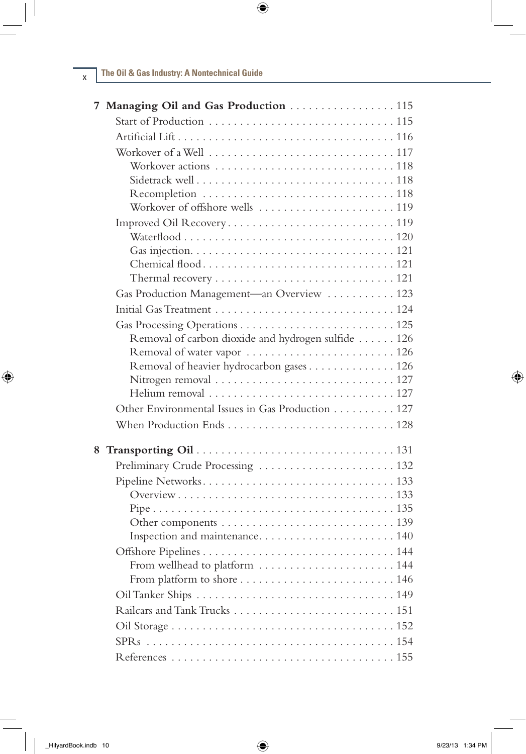**7 Managing Oil and Gas Production** . . . . . . . . . . . . . . . . . 115

Start of Production . . . . . . . . . . . . . . . . . . . . . . . . . . . . . . 115

Artificial Lift . . . . . . . . . . . . . . . . . . . . . . . . . . . . . . . . . . . 116

Workover of a Well . . . . . . . . . . . . . . . . . . . . . . . . . . . . . . 117

- Workover actions . . . . . . . . . . . . . . . . . . . . . . . . . . . . 118
- Sidetrack well . . . . . . . . . . . . . . . . . . . . . . . . . . . . . . . 118
- Recompletion . . . . . . . . . . . . . . . . . . . . . . . . . . . . . . 118
- Workover of offshore wells . . . . . . . . . . . . . . . . . . . . . . 119

Improved Oil Recovery . . . . . . . . . . . . . . . . . . . . . . . . . . . 119

- Waterflood . . . . . . . . . . . . . . . . . . . . . . . . . . . . . . . . . 120
- Gas injection. . . . . . . . . . . . . . . . . . . . . . . . . . . . . . . . 121
- Chemical flood . . . . . . . . . . . . . . . . . . . . . . . . . . . . . . . 121
- Thermal recovery . . . . . . . . . . . . . . . . . . . . . . . . . . . . 121

Gas Production Management—an Overview . . . . . . . . . . . 123

Initial Gas Treatment . . . . . . . . . . . . . . . . . . . . . . . . . . . . 124

Gas Processing Operations . . . . . . . . . . . . . . . . . . . . . . . . . 125

- Removal of carbon dioxide and hydrogen sulfide . . . . . . 126
- Removal of water vapor . . . . . . . . . . . . . . . . . . . . . . . . 126
- Removal of heavier hydrocarbon gases . . . . . . . . . . . . . . 126
- Nitrogen removal . . . . . . . . . . . . . . . . . . . . . . . . . . . . 127
- Helium removal . . . . . . . . . . . . . . . . . . . . . . . . . . . . . 127

Other Environmental Issues in Gas Production . . . . . . . . . . 127

When Production Ends . . . . . . . . . . . . . . . . . . . . . . . . . . . 128

**8 Transporting Oil** . . . . . . . . . . . . . . . . . . . . . . . . . . . . . . . 131

Preliminary Crude Processing . . . . . . . . . . . . . . . . . . . . . . 132

Pipeline Networks . . . . . . . . . . . . . . . . . . . . . . . . . . . . . . . 133

- Overview . . . . . . . . . . . . . . . . . . . . . . . . . . . . . . . . . . . 133
- Pipe . . . . . . . . . . . . . . . . . . . . . . . . . . . . . . . . . . . . . . . 135
- Other components . . . . . . . . . . . . . . . . . . . . . . . . . . . 139
- Inspection and maintenance. . . . . . . . . . . . . . . . . . . . . . 140

Offshore Pipelines . . . . . . . . . . . . . . . . . . . . . . . . . . . . . . . 144

- From wellhead to platform . . . . . . . . . . . . . . . . . . . . . 144
- From platform to shore . . . . . . . . . . . . . . . . . . . . . . . . . 146

Oil Tanker Ships . . . . . . . . . . . . . . . . . . . . . . . . . . . . . . . . 149

Railcars and Tank Trucks . . . . . . . . . . . . . . . . . . . . . . . . . . 151

Oil Storage . . . . . . . . . . . . . . . . . . . . . . . . . . . . . . . . . . . . 152

SPRs . . . . . . . . . . . . . . . . . . . . . . . . . . . . . . . . . . . . . . . . 154

References . . . . . . . . . . . . . . . . . . . . . . . . . . . . . . . . . . . . 155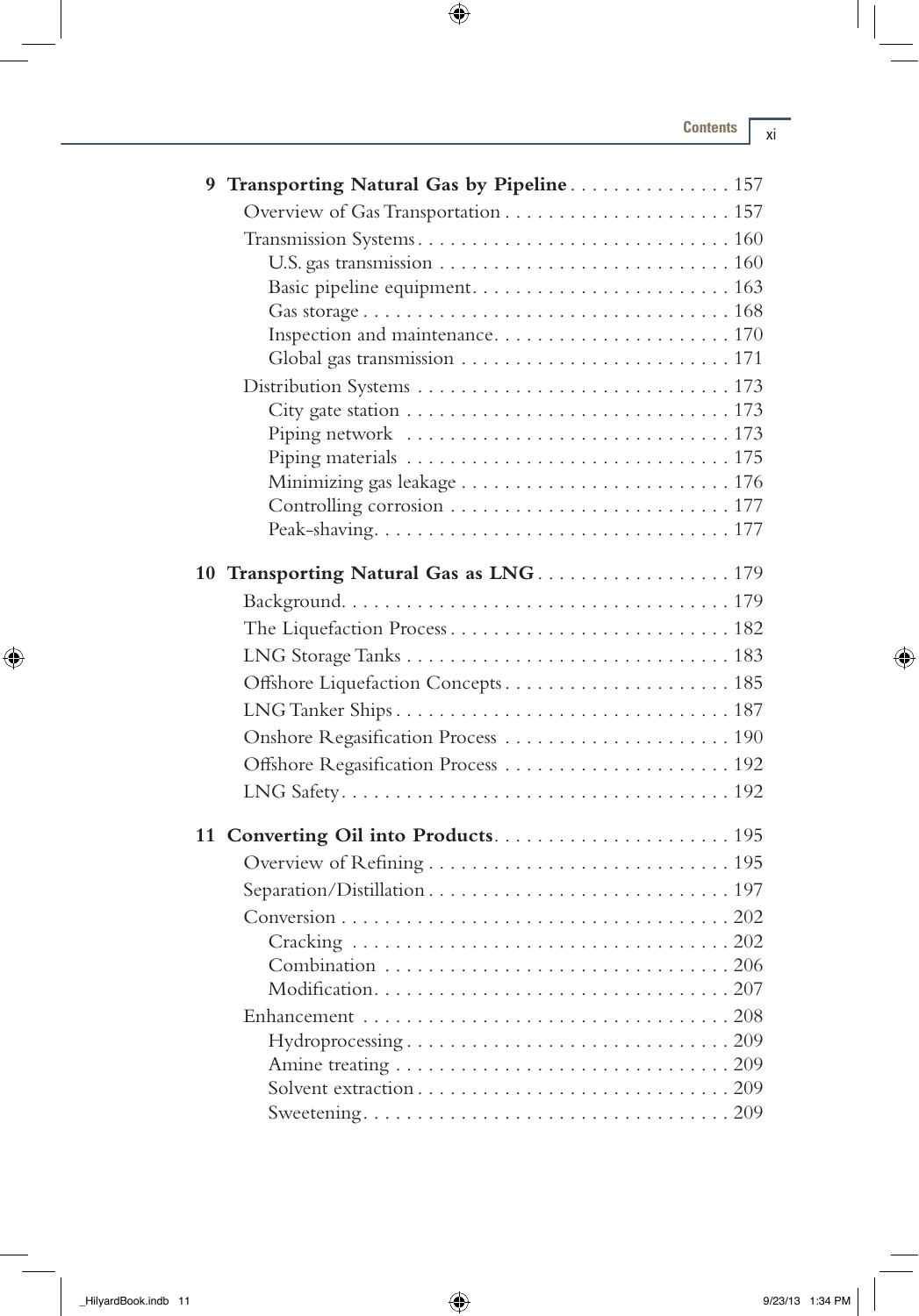**9 Transporting Natural Gas by Pipeline** . . . . . . . . . . . . . . . 157

- Overview of Gas Transportation . . . . . . . . . . . . . . . . . . . . . 157
- Transmission Systems . . . . . . . . . . . . . . . . . . . . . . . . . . . . 160
  - U.S. gas transmission . . . . . . . . . . . . . . . . . . . . . . . . . . 160
  - Basic pipeline equipment . . . . . . . . . . . . . . . . . . . . . . . . 163
  - Gas storage . . . . . . . . . . . . . . . . . . . . . . . . . . . . . . . . . 168
  - Inspection and maintenance . . . . . . . . . . . . . . . . . . . . . . 170
  - Global gas transmission . . . . . . . . . . . . . . . . . . . . . . . . . 171
- Distribution Systems . . . . . . . . . . . . . . . . . . . . . . . . . . . . 173
  - City gate station . . . . . . . . . . . . . . . . . . . . . . . . . . . . . 173
  - Piping network . . . . . . . . . . . . . . . . . . . . . . . . . . . . . 173
  - Piping materials . . . . . . . . . . . . . . . . . . . . . . . . . . . . . 175
  - Minimizing gas leakage . . . . . . . . . . . . . . . . . . . . . . . . . 176
  - Controlling corrosion . . . . . . . . . . . . . . . . . . . . . . . . . . 177
  - Peak-shaving . . . . . . . . . . . . . . . . . . . . . . . . . . . . . . . . 177

**10 Transporting Natural Gas as LNG** . . . . . . . . . . . . . . . . . . 179

- Background . . . . . . . . . . . . . . . . . . . . . . . . . . . . . . . . . . . 179
- The Liquefaction Process . . . . . . . . . . . . . . . . . . . . . . . . . . 182
- LNG Storage Tanks . . . . . . . . . . . . . . . . . . . . . . . . . . . . . . 183
- Offshore Liquefaction Concepts . . . . . . . . . . . . . . . . . . . . . 185
- LNG Tanker Ships . . . . . . . . . . . . . . . . . . . . . . . . . . . . . . . 187
- Onshore Regasification Process . . . . . . . . . . . . . . . . . . . . . 190
- Offshore Regasification Process . . . . . . . . . . . . . . . . . . . . . 192
- LNG Safety . . . . . . . . . . . . . . . . . . . . . . . . . . . . . . . . . . . 192

**11 Converting Oil into Products** . . . . . . . . . . . . . . . . . . . . . . 195

- Overview of Refining . . . . . . . . . . . . . . . . . . . . . . . . . . . . 195
- Separation/Distillation . . . . . . . . . . . . . . . . . . . . . . . . . . . 197
- Conversion . . . . . . . . . . . . . . . . . . . . . . . . . . . . . . . . . . . 202
  - Cracking . . . . . . . . . . . . . . . . . . . . . . . . . . . . . . . . . . 202
  - Combination . . . . . . . . . . . . . . . . . . . . . . . . . . . . . . . 206
  - Modification . . . . . . . . . . . . . . . . . . . . . . . . . . . . . . . 207
- Enhancement . . . . . . . . . . . . . . . . . . . . . . . . . . . . . . . . . 208
  - Hydroprocessing . . . . . . . . . . . . . . . . . . . . . . . . . . . . . 209
  - Amine treating . . . . . . . . . . . . . . . . . . . . . . . . . . . . . . 209
  - Solvent extraction . . . . . . . . . . . . . . . . . . . . . . . . . . . . 209
  - Sweetening . . . . . . . . . . . . . . . . . . . . . . . . . . . . . . . . . 209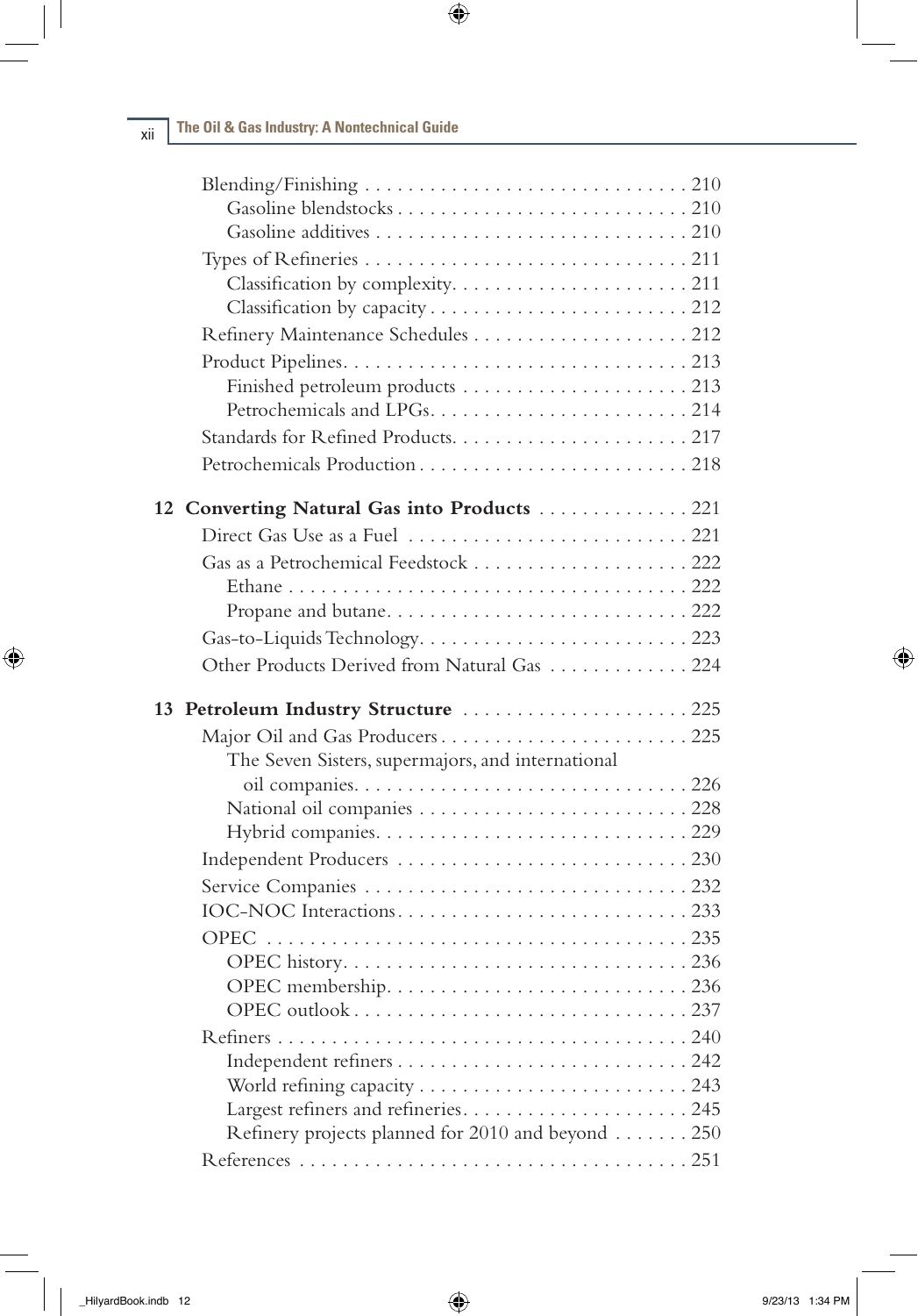Blending/Finishing . . . . . . . . . . . . . . . . . . . . . . . . . . . . . 210
  Gasoline blendstocks . . . . . . . . . . . . . . . . . . . . . . . . . . 210
  Gasoline additives . . . . . . . . . . . . . . . . . . . . . . . . . . . 210

Types of Refineries . . . . . . . . . . . . . . . . . . . . . . . . . . . . . 211
  Classification by complexity. . . . . . . . . . . . . . . . . . . . . 211
  Classification by capacity . . . . . . . . . . . . . . . . . . . . . . . 212

Refinery Maintenance Schedules . . . . . . . . . . . . . . . . . . . 212

Product Pipelines. . . . . . . . . . . . . . . . . . . . . . . . . . . . . . . 213
  Finished petroleum products . . . . . . . . . . . . . . . . . . . . 213
  Petrochemicals and LPGs. . . . . . . . . . . . . . . . . . . . . . . . 214

Standards for Refined Products. . . . . . . . . . . . . . . . . . . . . 217

Petrochemicals Production . . . . . . . . . . . . . . . . . . . . . . . . 218

**12 Converting Natural Gas into Products** . . . . . . . . . . . . . . 221

Direct Gas Use as a Fuel . . . . . . . . . . . . . . . . . . . . . . . . . 221

Gas as a Petrochemical Feedstock . . . . . . . . . . . . . . . . . . . 222
  Ethane . . . . . . . . . . . . . . . . . . . . . . . . . . . . . . . . . . . . . 222
  Propane and butane. . . . . . . . . . . . . . . . . . . . . . . . . . . . 222

Gas-to-Liquids Technology. . . . . . . . . . . . . . . . . . . . . . . . . 223

Other Products Derived from Natural Gas . . . . . . . . . . . . . 224

**13 Petroleum Industry Structure** . . . . . . . . . . . . . . . . . . . . 225

Major Oil and Gas Producers . . . . . . . . . . . . . . . . . . . . . . . 225
  The Seven Sisters, supermajors, and international oil companies. . . . . . . . . . . . . . . . . . . . . . . . . . . . . . 226
  National oil companies . . . . . . . . . . . . . . . . . . . . . . . . . 228
  Hybrid companies. . . . . . . . . . . . . . . . . . . . . . . . . . . . . 229

Independent Producers . . . . . . . . . . . . . . . . . . . . . . . . . . 230

Service Companies . . . . . . . . . . . . . . . . . . . . . . . . . . . . . . 232

IOC-NOC Interactions. . . . . . . . . . . . . . . . . . . . . . . . . . . . 233

OPEC . . . . . . . . . . . . . . . . . . . . . . . . . . . . . . . . . . . . . . . 235
  OPEC history. . . . . . . . . . . . . . . . . . . . . . . . . . . . . . . . 236
  OPEC membership. . . . . . . . . . . . . . . . . . . . . . . . . . . . 236
  OPEC outlook . . . . . . . . . . . . . . . . . . . . . . . . . . . . . . . 237

Refiners . . . . . . . . . . . . . . . . . . . . . . . . . . . . . . . . . . . . . 240
  Independent refiners . . . . . . . . . . . . . . . . . . . . . . . . . . 242
  World refining capacity . . . . . . . . . . . . . . . . . . . . . . . . 243
  Largest refiners and refineries. . . . . . . . . . . . . . . . . . . . 245
  Refinery projects planned for 2010 and beyond . . . . . . . 250

References . . . . . . . . . . . . . . . . . . . . . . . . . . . . . . . . . . . 251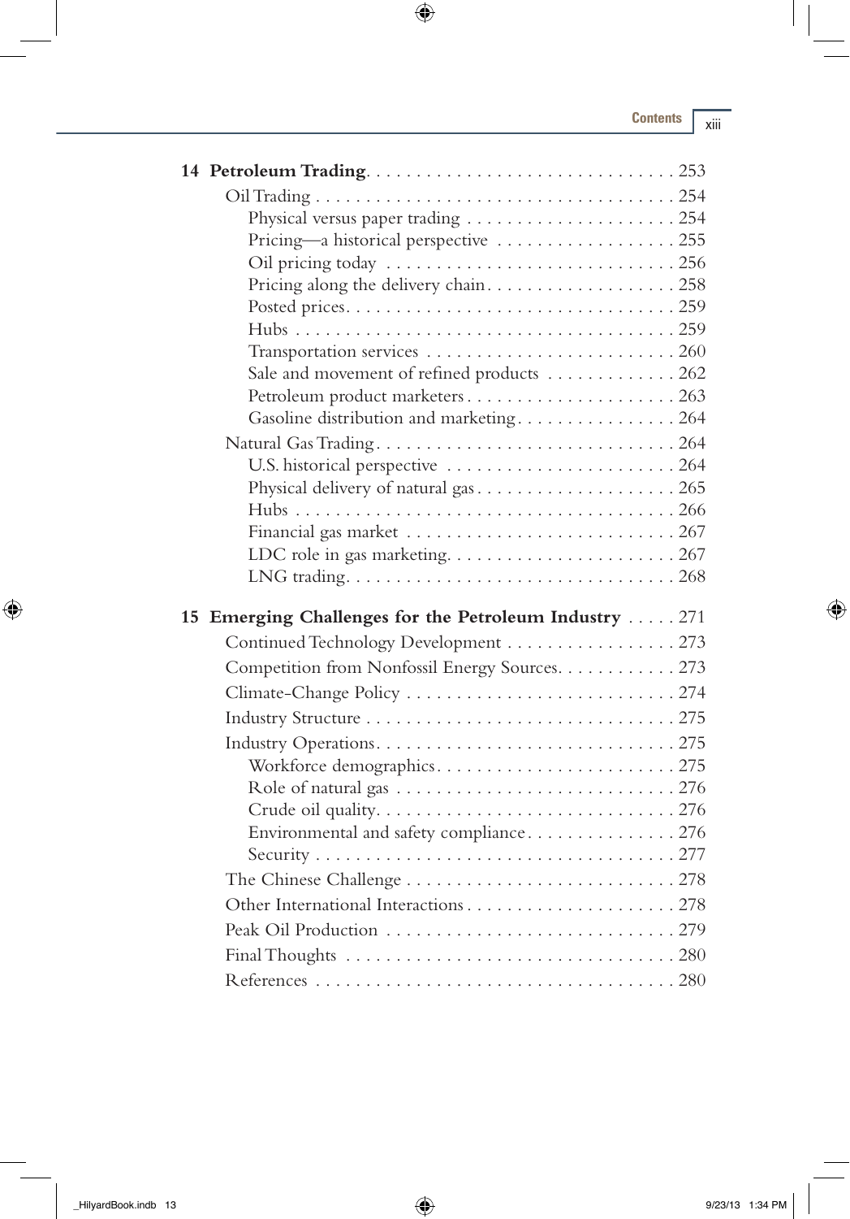**14 Petroleum Trading** . . . . . . . . . . . . . . . . . . . . . . . . . . . . . . 253

- Oil Trading . . . . . . . . . . . . . . . . . . . . . . . . . . . . . . . . . . . 254
  - Physical versus paper trading . . . . . . . . . . . . . . . . . . . . 254
  - Pricing—a historical perspective . . . . . . . . . . . . . . . . . 255
  - Oil pricing today . . . . . . . . . . . . . . . . . . . . . . . . . . . . 256
  - Pricing along the delivery chain . . . . . . . . . . . . . . . . . . 258
  - Posted prices . . . . . . . . . . . . . . . . . . . . . . . . . . . . . . . 259
  - Hubs . . . . . . . . . . . . . . . . . . . . . . . . . . . . . . . . . . . . . 259
  - Transportation services . . . . . . . . . . . . . . . . . . . . . . . . 260
  - Sale and movement of refined products . . . . . . . . . . . . 262
  - Petroleum product marketers . . . . . . . . . . . . . . . . . . . . 263
  - Gasoline distribution and marketing . . . . . . . . . . . . . . . 264
- Natural Gas Trading . . . . . . . . . . . . . . . . . . . . . . . . . . . . . 264
  - U.S. historical perspective . . . . . . . . . . . . . . . . . . . . . . 264
  - Physical delivery of natural gas . . . . . . . . . . . . . . . . . . . 265
  - Hubs . . . . . . . . . . . . . . . . . . . . . . . . . . . . . . . . . . . . . 266
  - Financial gas market . . . . . . . . . . . . . . . . . . . . . . . . . . 267
  - LDC role in gas marketing . . . . . . . . . . . . . . . . . . . . . . 267
  - LNG trading . . . . . . . . . . . . . . . . . . . . . . . . . . . . . . . . 268

**15 Emerging Challenges for the Petroleum Industry** . . . . . 271

- Continued Technology Development . . . . . . . . . . . . . . . . . 273
- Competition from Nonfossil Energy Sources . . . . . . . . . . . . 273
- Climate-Change Policy . . . . . . . . . . . . . . . . . . . . . . . . . . . 274
- Industry Structure . . . . . . . . . . . . . . . . . . . . . . . . . . . . . . 275
- Industry Operations . . . . . . . . . . . . . . . . . . . . . . . . . . . . . 275
  - Workforce demographics . . . . . . . . . . . . . . . . . . . . . . . 275
  - Role of natural gas . . . . . . . . . . . . . . . . . . . . . . . . . . . 276
  - Crude oil quality . . . . . . . . . . . . . . . . . . . . . . . . . . . . . 276
  - Environmental and safety compliance . . . . . . . . . . . . . . 276
  - Security . . . . . . . . . . . . . . . . . . . . . . . . . . . . . . . . . . . 277
- The Chinese Challenge . . . . . . . . . . . . . . . . . . . . . . . . . . . 278
- Other International Interactions . . . . . . . . . . . . . . . . . . . . 278
- Peak Oil Production . . . . . . . . . . . . . . . . . . . . . . . . . . . . 279
- Final Thoughts . . . . . . . . . . . . . . . . . . . . . . . . . . . . . . . . 280
- References . . . . . . . . . . . . . . . . . . . . . . . . . . . . . . . . . . . 280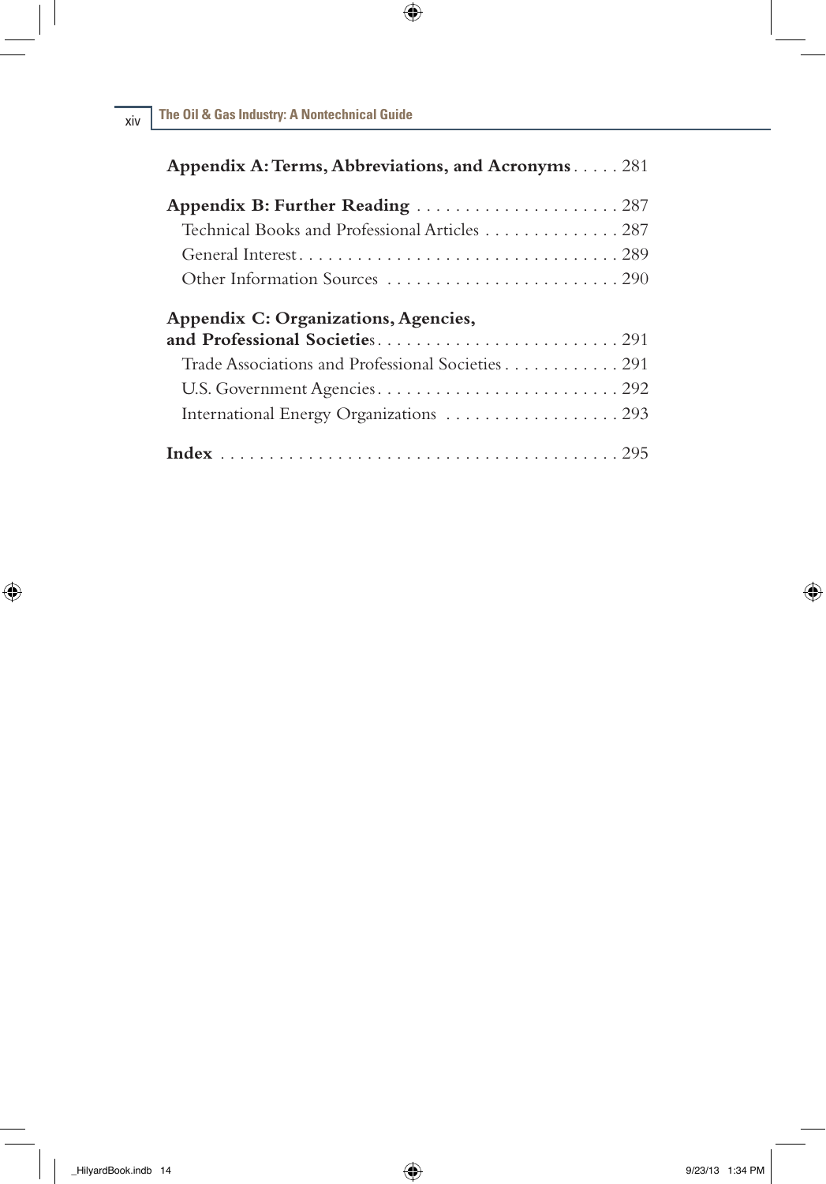**Appendix A: Terms, Abbreviations, and Acronyms** . . . . . 281

**Appendix B: Further Reading** . . . . . . . . . . . . . . . . . . . . . 287

Technical Books and Professional Articles . . . . . . . . . . . . . . 287

General Interest . . . . . . . . . . . . . . . . . . . . . . . . . . . . . . . . . 289

Other Information Sources . . . . . . . . . . . . . . . . . . . . . . . . 290

**Appendix C: Organizations, Agencies, and Professional Societies** . . . . . . . . . . . . . . . . . . . . . . . . . 291

Trade Associations and Professional Societies . . . . . . . . . . . . 291

U.S. Government Agencies . . . . . . . . . . . . . . . . . . . . . . . . . 292

International Energy Organizations . . . . . . . . . . . . . . . . . . 293

**Index** . . . . . . . . . . . . . . . . . . . . . . . . . . . . . . . . . . . . . . . . . 295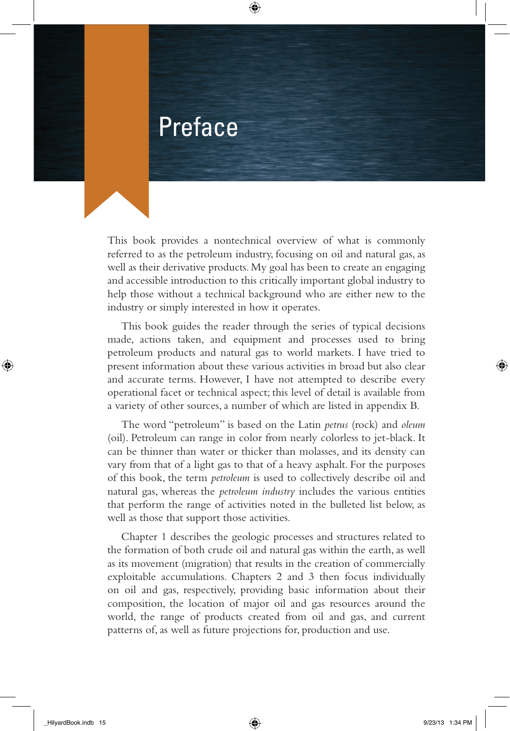# Preface

This book provides a nontechnical overview of what is commonly referred to as the petroleum industry, focusing on oil and natural gas, as well as their derivative products. My goal has been to create an engaging and accessible introduction to this critically important global industry to help those without a technical background who are either new to the industry or simply interested in how it operates.

This book guides the reader through the series of typical decisions made, actions taken, and equipment and processes used to bring petroleum products and natural gas to world markets. I have tried to present information about these various activities in broad but also clear and accurate terms. However, I have not attempted to describe every operational facet or technical aspect; this level of detail is available from a variety of other sources, a number of which are listed in appendix B.

The word "petroleum" is based on the Latin *petrus* (rock) and *oleum* (oil). Petroleum can range in color from nearly colorless to jet-black. It can be thinner than water or thicker than molasses, and its density can vary from that of a light gas to that of a heavy asphalt. For the purposes of this book, the term *petroleum* is used to collectively describe oil and natural gas, whereas the *petroleum industry* includes the various entities that perform the range of activities noted in the bulleted list below, as well as those that support those activities.

Chapter 1 describes the geologic processes and structures related to the formation of both crude oil and natural gas within the earth, as well as its movement (migration) that results in the creation of commercially exploitable accumulations. Chapters 2 and 3 then focus individually on oil and gas, respectively, providing basic information about their composition, the location of major oil and gas resources around the world, the range of products created from oil and gas, and current patterns of, as well as future projections for, production and use.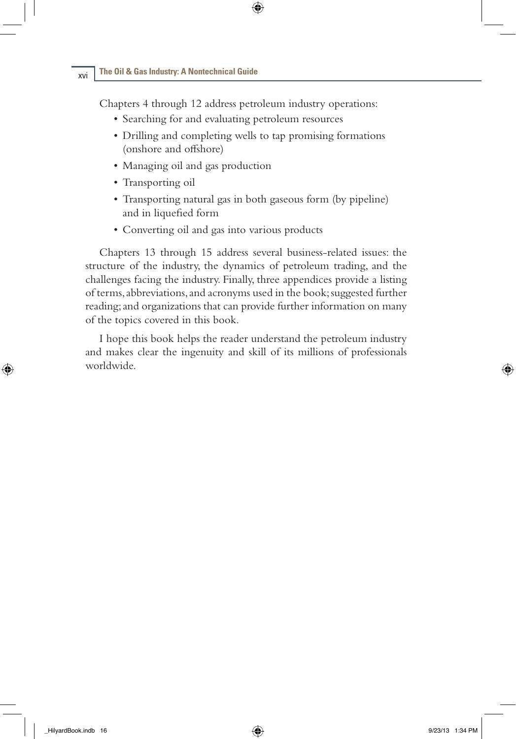Chapters 4 through 12 address petroleum industry operations:

- Searching for and evaluating petroleum resources
- Drilling and completing wells to tap promising formations (onshore and offshore)
- Managing oil and gas production
- Transporting oil
- Transporting natural gas in both gaseous form (by pipeline) and in liquefied form
- Converting oil and gas into various products

Chapters 13 through 15 address several business-related issues: the structure of the industry, the dynamics of petroleum trading, and the challenges facing the industry. Finally, three appendices provide a listing of terms, abbreviations, and acronyms used in the book; suggested further reading; and organizations that can provide further information on many of the topics covered in this book.

I hope this book helps the reader understand the petroleum industry and makes clear the ingenuity and skill of its millions of professionals worldwide.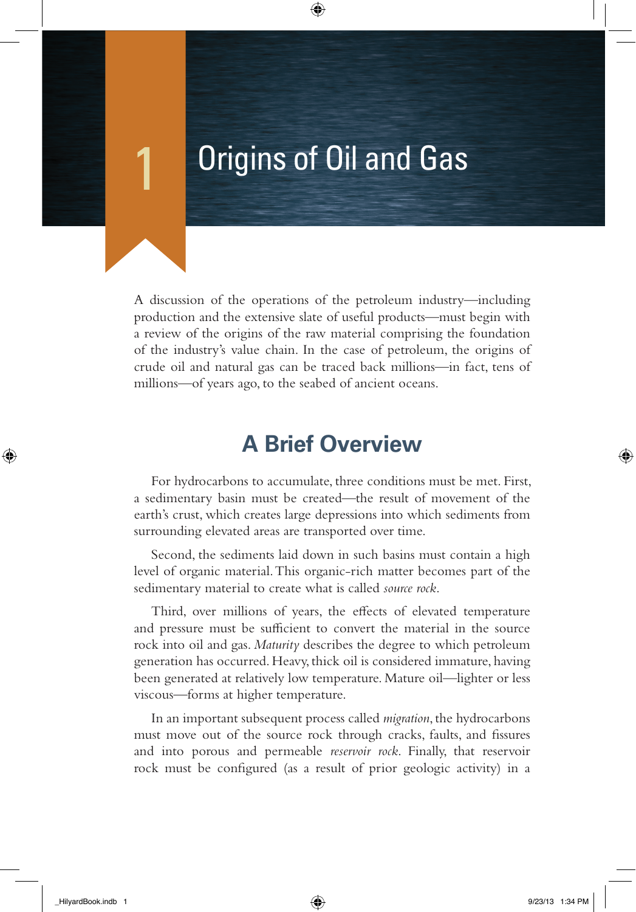# 1 Origins of Oil and Gas

A discussion of the operations of the petroleum industry—including production and the extensive slate of useful products—must begin with a review of the origins of the raw material comprising the foundation of the industry's value chain. In the case of petroleum, the origins of crude oil and natural gas can be traced back millions—in fact, tens of millions—of years ago, to the seabed of ancient oceans.

## A Brief Overview

For hydrocarbons to accumulate, three conditions must be met. First, a sedimentary basin must be created—the result of movement of the earth's crust, which creates large depressions into which sediments from surrounding elevated areas are transported over time.

Second, the sediments laid down in such basins must contain a high level of organic material. This organic-rich matter becomes part of the sedimentary material to create what is called *source rock*.

Third, over millions of years, the effects of elevated temperature and pressure must be sufficient to convert the material in the source rock into oil and gas. *Maturity* describes the degree to which petroleum generation has occurred. Heavy, thick oil is considered immature, having been generated at relatively low temperature. Mature oil—lighter or less viscous—forms at higher temperature.

In an important subsequent process called *migration*, the hydrocarbons must move out of the source rock through cracks, faults, and fissures and into porous and permeable *reservoir rock*. Finally, that reservoir rock must be configured (as a result of prior geologic activity) in a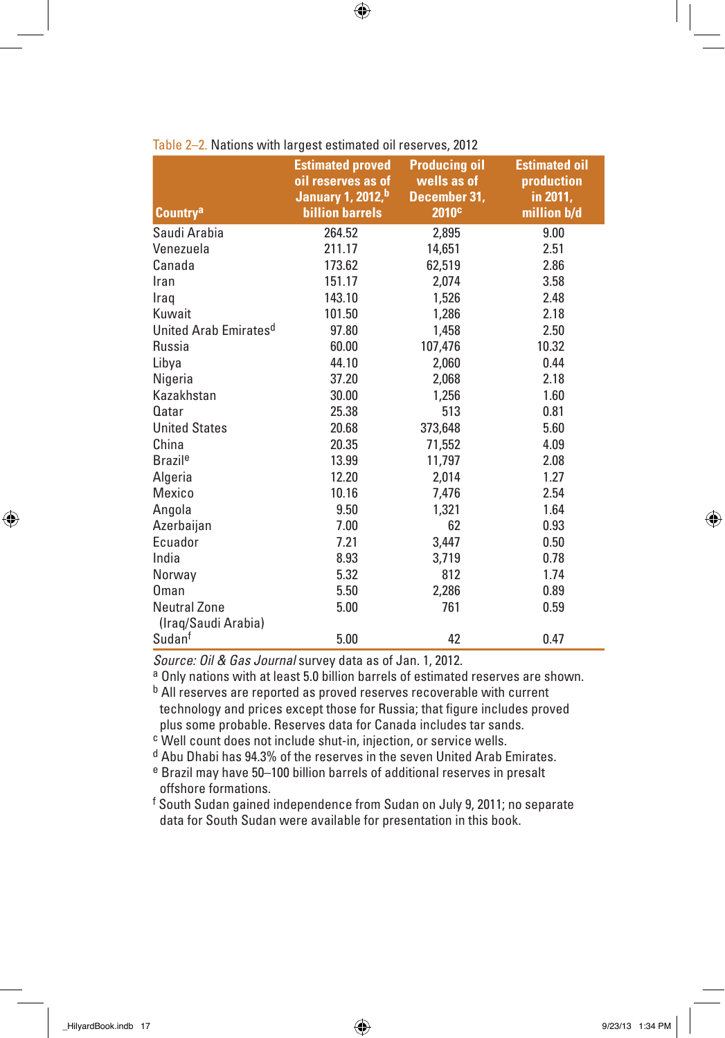Table 2–2. Nations with largest estimated oil reserves, 2012

| Country[a] | Estimated proved oil reserves as of January 1, 2012,[b] billion barrels | Producing oil wells as of December 31, 2010[c] | Estimated oil production in 2011, million b/d |
|---|---|---|---|
| Saudi Arabia | 264.52 | 2,895 | 9.00 |
| Venezuela | 211.17 | 14,651 | 2.51 |
| Canada | 173.62 | 62,519 | 2.86 |
| Iran | 151.17 | 2,074 | 3.58 |
| Iraq | 143.10 | 1,526 | 2.48 |
| Kuwait | 101.50 | 1,286 | 2.18 |
| United Arab Emirates[d] | 97.80 | 1,458 | 2.50 |
| Russia | 60.00 | 107,476 | 10.32 |
| Libya | 44.10 | 2,060 | 0.44 |
| Nigeria | 37.20 | 2,068 | 2.18 |
| Kazakhstan | 30.00 | 1,256 | 1.60 |
| Qatar | 25.38 | 513 | 0.81 |
| United States | 20.68 | 373,648 | 5.60 |
| China | 20.35 | 71,552 | 4.09 |
| Brazil[e] | 13.99 | 11,797 | 2.08 |
| Algeria | 12.20 | 2,014 | 1.27 |
| Mexico | 10.16 | 7,476 | 2.54 |
| Angola | 9.50 | 1,321 | 1.64 |
| Azerbaijan | 7.00 | 62 | 0.93 |
| Ecuador | 7.21 | 3,447 | 0.50 |
| India | 8.93 | 3,719 | 0.78 |
| Norway | 5.32 | 812 | 1.74 |
| Oman | 5.50 | 2,286 | 0.89 |
| Neutral Zone (Iraq/Saudi Arabia) | 5.00 | 761 | 0.59 |
| Sudan[f] | 5.00 | 42 | 0.47 |

*Source: Oil & Gas Journal* survey data as of Jan. 1, 2012.

[a] Only nations with at least 5.0 billion barrels of estimated reserves are shown.

[b] All reserves are reported as proved reserves recoverable with current technology and prices except those for Russia; that figure includes proved plus some probable. Reserves data for Canada includes tar sands.

[c] Well count does not include shut-in, injection, or service wells.

[d] Abu Dhabi has 94.3% of the reserves in the seven United Arab Emirates.

[e] Brazil may have 50–100 billion barrels of additional reserves in presalt offshore formations.

[f] South Sudan gained independence from Sudan on July 9, 2011; no separate data for South Sudan were available for presentation in this book.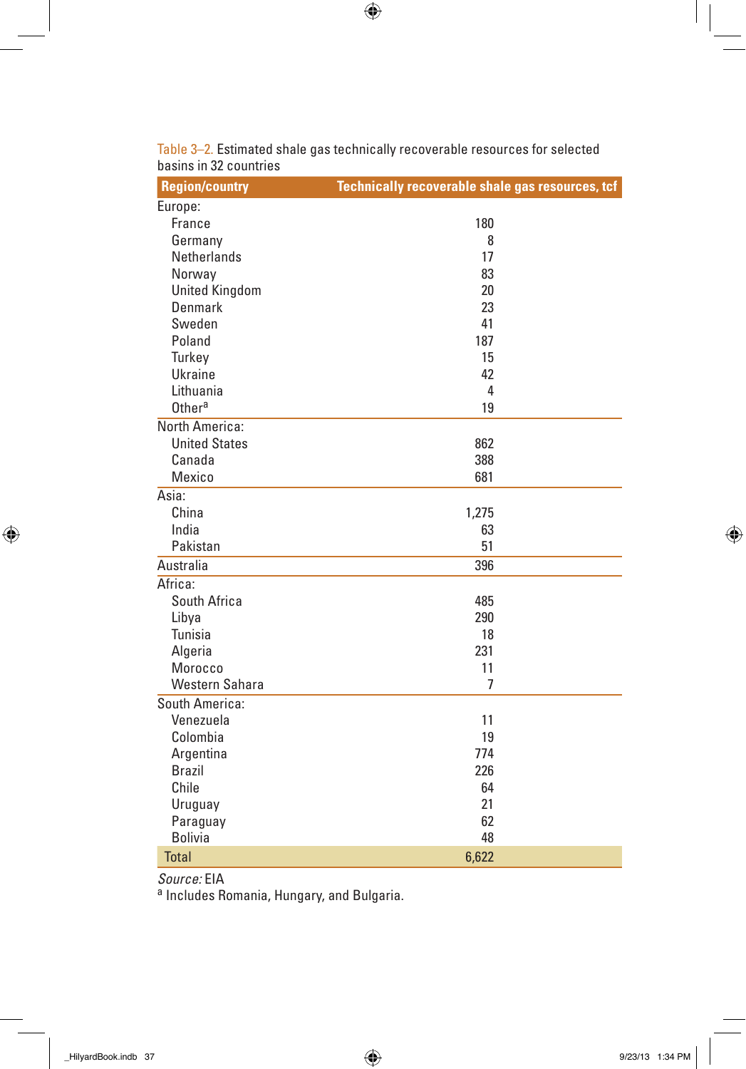Table 3–2. Estimated shale gas technically recoverable resources for selected basins in 32 countries

| Region/country | Technically recoverable shale gas resources, tcf |
|---|---|
| Europe: | |
| France | 180 |
| Germany | 8 |
| Netherlands | 17 |
| Norway | 83 |
| United Kingdom | 20 |
| Denmark | 23 |
| Sweden | 41 |
| Poland | 187 |
| Turkey | 15 |
| Ukraine | 42 |
| Lithuania | 4 |
| Other[a] | 19 |
| North America: | |
| United States | 862 |
| Canada | 388 |
| Mexico | 681 |
| Asia: | |
| China | 1,275 |
| India | 63 |
| Pakistan | 51 |
| Australia | 396 |
| Africa: | |
| South Africa | 485 |
| Libya | 290 |
| Tunisia | 18 |
| Algeria | 231 |
| Morocco | 11 |
| Western Sahara | 7 |
| South America: | |
| Venezuela | 11 |
| Colombia | 19 |
| Argentina | 774 |
| Brazil | 226 |
| Chile | 64 |
| Uruguay | 21 |
| Paraguay | 62 |
| Bolivia | 48 |
| Total | 6,622 |

*Source:* EIA

[a] Includes Romania, Hungary, and Bulgaria.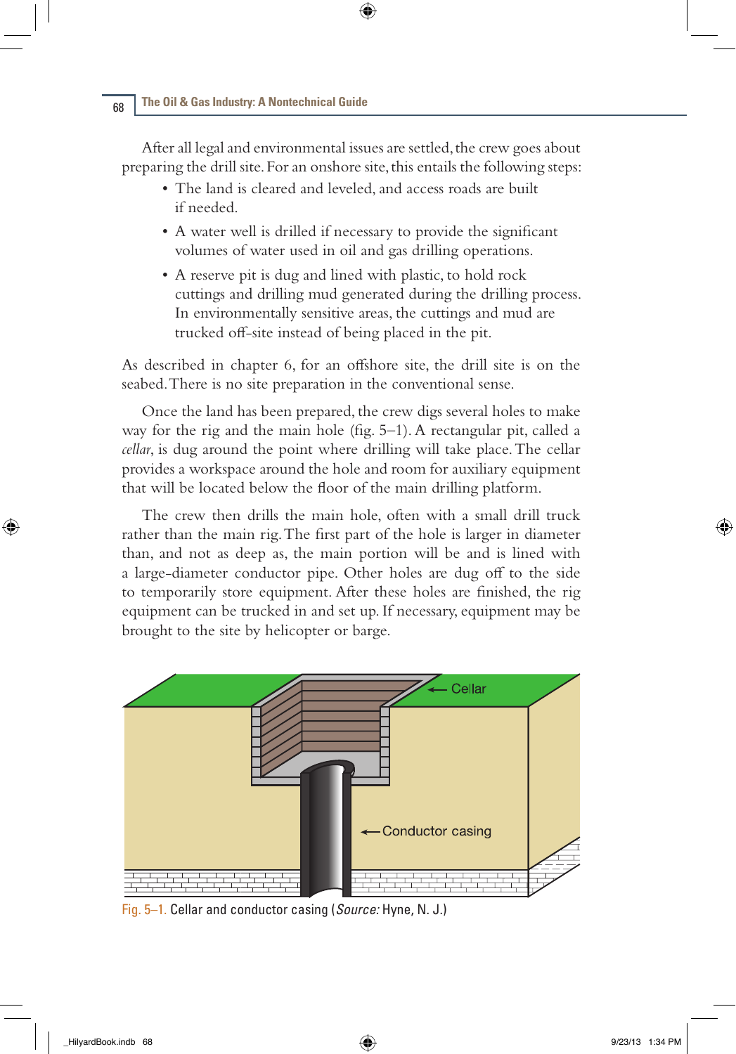After all legal and environmental issues are settled, the crew goes about preparing the drill site. For an onshore site, this entails the following steps:

- The land is cleared and leveled, and access roads are built if needed.
- A water well is drilled if necessary to provide the significant volumes of water used in oil and gas drilling operations.
- A reserve pit is dug and lined with plastic, to hold rock cuttings and drilling mud generated during the drilling process. In environmentally sensitive areas, the cuttings and mud are trucked off-site instead of being placed in the pit.

As described in chapter 6, for an offshore site, the drill site is on the seabed. There is no site preparation in the conventional sense.

Once the land has been prepared, the crew digs several holes to make way for the rig and the main hole (fig. 5–1). A rectangular pit, called a *cellar*, is dug around the point where drilling will take place. The cellar provides a workspace around the hole and room for auxiliary equipment that will be located below the floor of the main drilling platform.

The crew then drills the main hole, often with a small drill truck rather than the main rig. The first part of the hole is larger in diameter than, and not as deep as, the main portion will be and is lined with a large-diameter conductor pipe. Other holes are dug off to the side to temporarily store equipment. After these holes are finished, the rig equipment can be trucked in and set up. If necessary, equipment may be brought to the site by helicopter or barge.

Cellar

Conductor casing

Fig. 5–1. Cellar and conductor casing (*Source:* Hyne, N. J.)